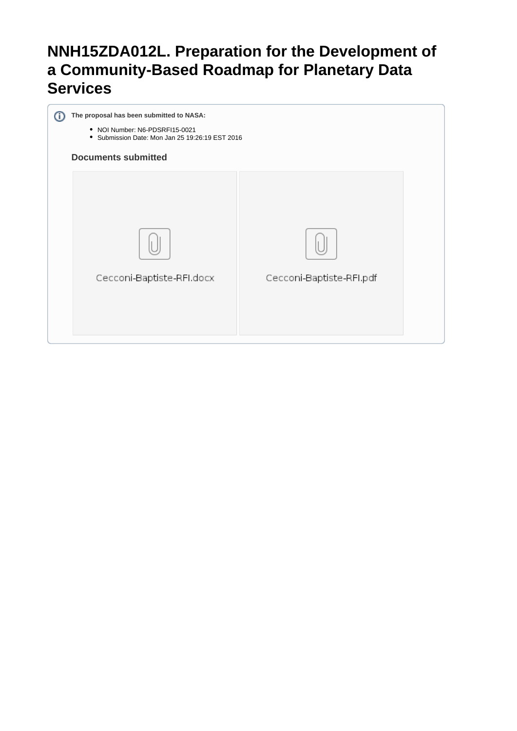# NNH15ZDA012L. Preparation for the Development of a Community-Based Roadmap for Planetary Data Services

**The proposal has been submitted to NASA:**

- NOI Number: N6-PDSRFI15-0021
- Submission Date: Mon Jan 25 19:26:19 EST 2016

### Documents submitted

Cecconi-Baptiste-RFI.docx

Cecconi-Baptiste-RFI.pdf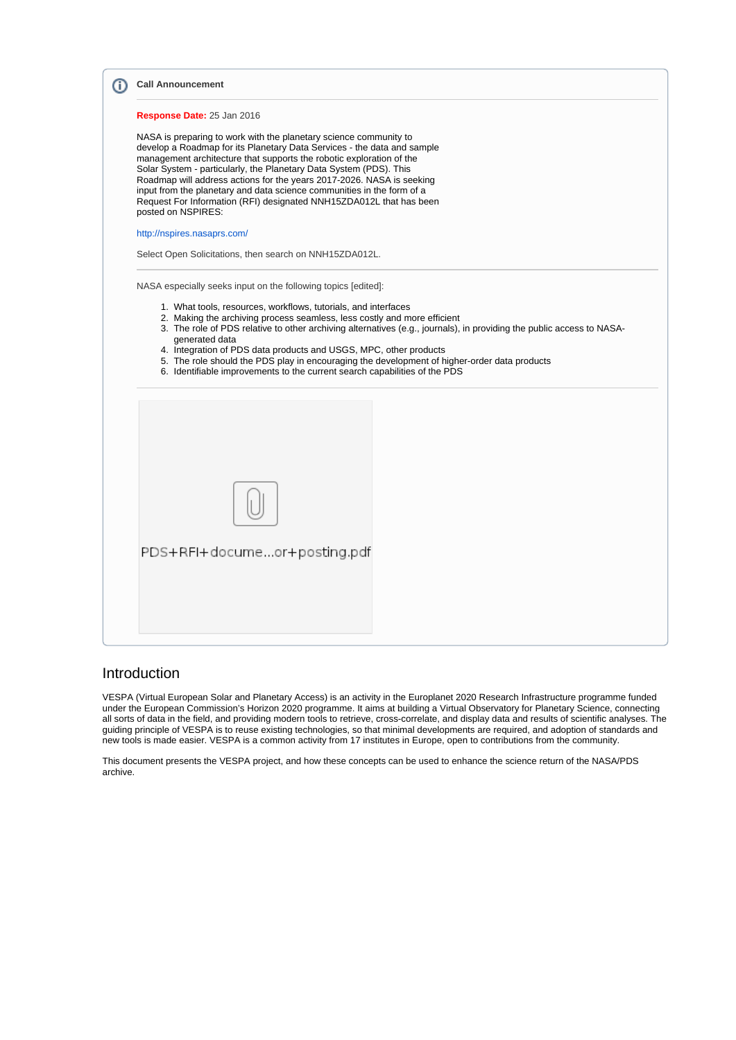**Call Announcement**

**Response Date:** 25 Jan 2016

NASA is preparing to work with the planetary science community to develop a Roadmap for its Planetary Data Services - the data and sample management architecture that supports the robotic exploration of the Solar System - particularly, the Planetary Data System (PDS). This Roadmap will address actions for the years 2017-2026. NASA is seeking input from the planetary and data science communities in the form of a Request For Information (RFI) designated NNH15ZDA012L that has been posted on NSPIRES:

http://nspires.nasaprs.com/

Select Open Solicitations, then search on NNH15ZDA012L.

---

NASA especially seeks input on the following topics [edited]:

1. What tools, resources, workflows, tutorials, and interfaces
2. Making the archiving process seamless, less costly and more efficient
3. The role of PDS relative to other archiving alternatives (e.g., journals), in providing the public access to NASA-generated data
4. Integration of PDS data products and USGS, MPC, other products
5. The role should the PDS play in encouraging the development of higher-order data products
6. Identifiable improvements to the current search capabilities of the PDS

---

PDS+RFI+docume...or+posting.pdf

## Introduction

VESPA (Virtual European Solar and Planetary Access) is an activity in the Europlanet 2020 Research Infrastructure programme funded under the European Commission's Horizon 2020 programme. It aims at building a Virtual Observatory for Planetary Science, connecting all sorts of data in the field, and providing modern tools to retrieve, cross-correlate, and display data and results of scientific analyses. The guiding principle of VESPA is to reuse existing technologies, so that minimal developments are required, and adoption of standards and new tools is made easier. VESPA is a common activity from 17 institutes in Europe, open to contributions from the community.

This document presents the VESPA project, and how these concepts can be used to enhance the science return of the NASA/PDS archive.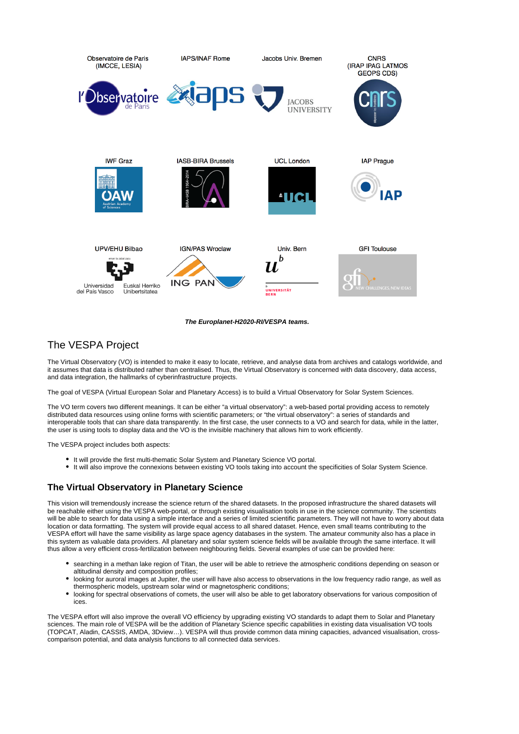Observatoire de Paris (IMCCE, LESIA) | IAPS/INAF Rome | Jacobs Univ. Bremen | CNRS (IRAP IPAG LATMOS GEOPS CDS)

IWF Graz | IASB-BIRA Brussels | UCL London | IAP Prague

UPV/EHU Bilbao | IGN/PAS Wroclaw | Univ. Bern | GFI Toulouse

***The Europlanet-H2020-RI/VESPA teams.***

## The VESPA Project

The Virtual Observatory (VO) is intended to make it easy to locate, retrieve, and analyse data from archives and catalogs worldwide, and it assumes that data is distributed rather than centralised. Thus, the Virtual Observatory is concerned with data discovery, data access, and data integration, the hallmarks of cyberinfrastructure projects.

The goal of VESPA (Virtual European Solar and Planetary Access) is to build a Virtual Observatory for Solar System Sciences.

The VO term covers two different meanings. It can be either “a virtual observatory”: a web-based portal providing access to remotely distributed data resources using online forms with scientific parameters; or “the virtual observatory”: a series of standards and interoperable tools that can share data transparently. In the first case, the user connects to a VO and search for data, while in the latter, the user is using tools to display data and the VO is the invisible machinery that allows him to work efficiently.

The VESPA project includes both aspects:

- It will provide the first multi-thematic Solar System and Planetary Science VO portal.
- It will also improve the connexions between existing VO tools taking into account the specificities of Solar System Science.

### The Virtual Observatory in Planetary Science

This vision will tremendously increase the science return of the shared datasets. In the proposed infrastructure the shared datasets will be reachable either using the VESPA web-portal, or through existing visualisation tools in use in the science community. The scientists will be able to search for data using a simple interface and a series of limited scientific parameters. They will not have to worry about data location or data formatting. The system will provide equal access to all shared dataset. Hence, even small teams contributing to the VESPA effort will have the same visibility as large space agency databases in the system. The amateur community also has a place in this system as valuable data providers. All planetary and solar system science fields will be available through the same interface. It will thus allow a very efficient cross-fertilization between neighbouring fields. Several examples of use can be provided here:

- searching in a methan lake region of Titan, the user will be able to retrieve the atmospheric conditions depending on season or altitudinal density and composition profiles;
- looking for auroral images at Jupiter, the user will have also access to observations in the low frequency radio range, as well as thermospheric models, upstream solar wind or magnetospheric conditions;
- looking for spectral observations of comets, the user will also be able to get laboratory observations for various composition of ices.

The VESPA effort will also improve the overall VO efficiency by upgrading existing VO standards to adapt them to Solar and Planetary sciences. The main role of VESPA will be the addition of Planetary Science specific capabilities in existing data visualisation VO tools (TOPCAT, Aladin, CASSIS, AMDA, 3Dview…). VESPA will thus provide common data mining capacities, advanced visualisation, cross-comparison potential, and data analysis functions to all connected data services.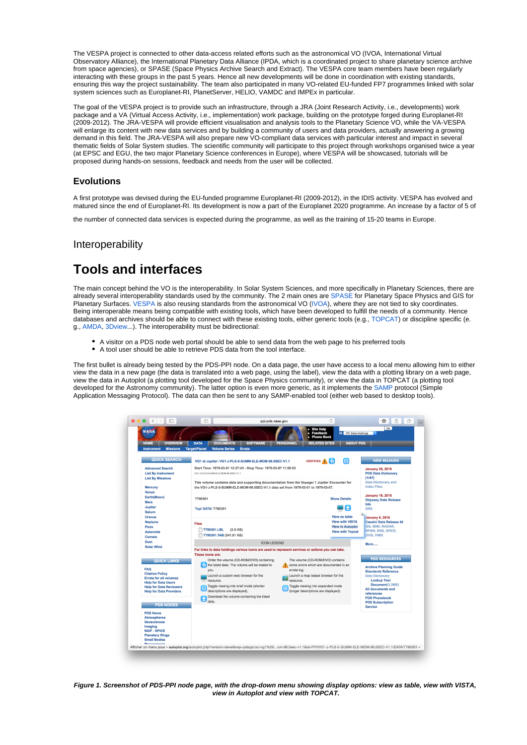The VESPA project is connected to other data-access related efforts such as the astronomical VO (IVOA, International Virtual Observatory Alliance), the International Planetary Data Alliance (IPDA, which is a coordinated project to share planetary science archive from space agencies), or SPASE (Space Physics Archive Search and Extract). The VESPA core team members have been regularly interacting with these groups in the past 5 years. Hence all new developments will be done in coordination with existing standards, ensuring this way the project sustainability. The team also participated in many VO-related EU-funded FP7 programmes linked with solar system sciences such as Europlanet-RI, PlanetServer, HELIO, VAMDC and IMPEx in particular.

The goal of the VESPA project is to provide such an infrastructure, through a JRA (Joint Research Activity, i.e., developments) work package and a VA (Virtual Access Activity, i.e., implementation) work package, building on the prototype forged during Europlanet-RI (2009-2012). The JRA-VESPA will provide efficient visualisation and analysis tools to the Planetary Science VO, while the VA-VESPA will enlarge its content with new data services and by building a community of users and data providers, actually answering a growing demand in this field. The JRA-VESPA will also prepare new VO-compliant data services with particular interest and impact in several thematic fields of Solar System studies. The scientific community will participate to this project through workshops organised twice a year (at EPSC and EGU, the two major Planetary Science conferences in Europe), where VESPA will be showcased, tutorials will be proposed during hands-on sessions, feedback and needs from the user will be collected.

### Evolutions

A first prototype was devised during the EU-funded programme Europlanet-RI (2009-2012), in the IDIS activity. VESPA has evolved and matured since the end of Europlanet-RI. Its development is now a part of the Europlanet 2020 programme. An increase by a factor of 5 of the number of connected data services is expected during the programme, as well as the training of 15-20 teams in Europe.

## Interoperability

# Tools and interfaces

The main concept behind the VO is the interoperability. In Solar System Sciences, and more specifically in Planetary Sciences, there are already several interoperability standards used by the community. The 2 main ones are SPASE for Planetary Space Physics and GIS for Planetary Surfaces. VESPA is also reusing standards from the astronomical VO (IVOA), where they are not tied to sky coordinates. Being interoperable means being compatible with existing tools, which have been developed to fulfill the needs of a community. Hence databases and archives should be able to connect with these existing tools, either generic tools (e.g., TOPCAT) or discipline specific (e.g., AMDA, 3Dview...). The interoperability must be bidirectional:

- A visitor on a PDS node web portal should be able to send data from the web page to his preferred tools
- A tool user should be able to retrieve PDS data from the tool interface.

The first bullet is already being tested by the PDS-PPI node. On a data page, the user have access to a local menu allowing him to either view the data in a new page (the data is translated into a web page, using the label), view the data with a plotting library on a web page, view the data in Autoplot (a plotting tool developed for the Space Physics community), or view the data in TOPCAT (a plotting tool developed for the Astronomy community). The latter option is even more generic, as it implements the SAMP protocol (Simple Application Messaging Protocol). The data can then be sent to any SAMP-enabled tool (either web based to desktop tools).

***Figure 1. Screenshot of PDS-PPI node page, with the drop-down menu showing display options: view as table, view with VISTA, view in Autoplot and view with TOPCAT.***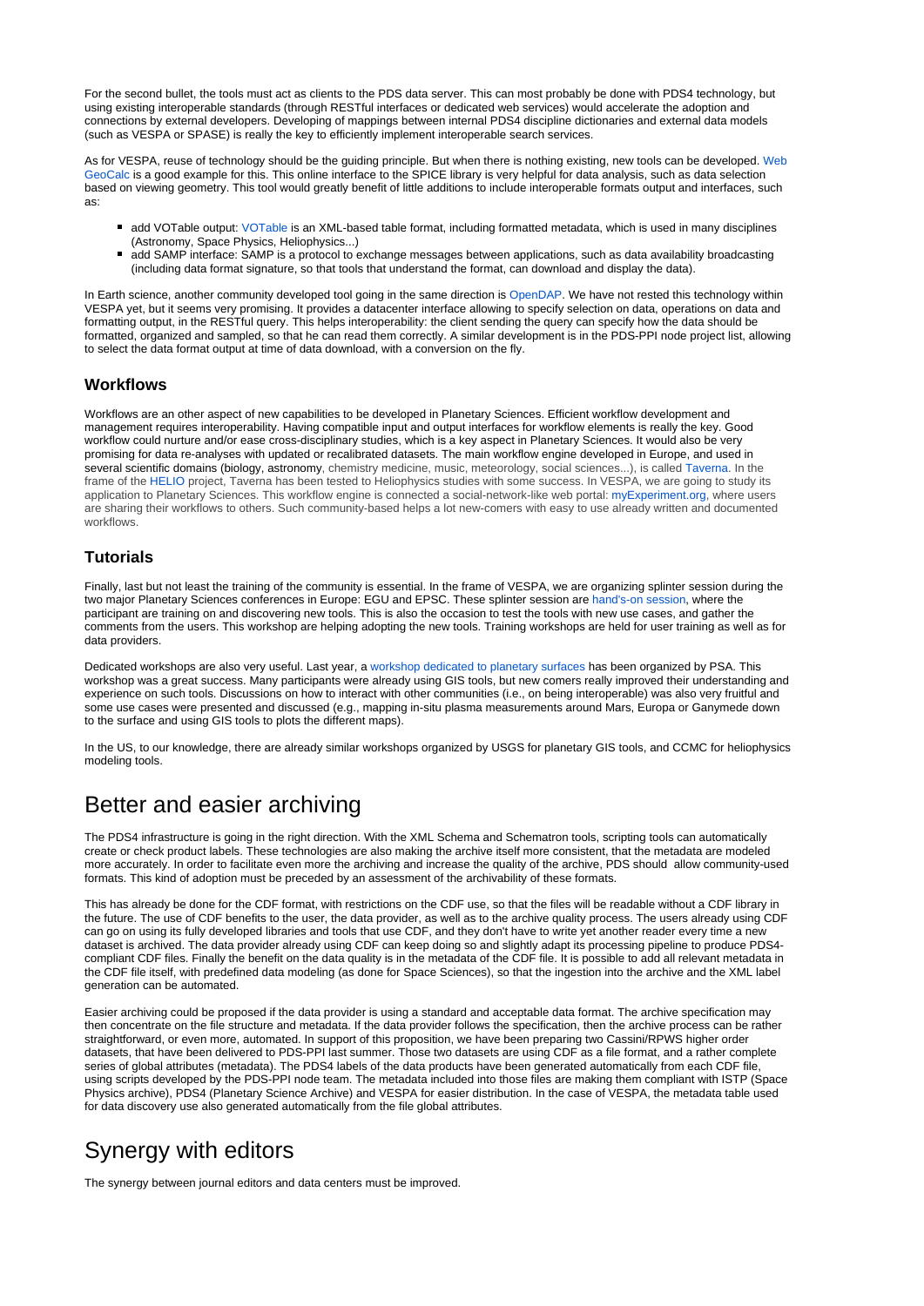For the second bullet, the tools must act as clients to the PDS data server. This can most probably be done with PDS4 technology, but using existing interoperable standards (through RESTful interfaces or dedicated web services) would accelerate the adoption and connections by external developers. Developing of mappings between internal PDS4 discipline dictionaries and external data models (such as VESPA or SPASE) is really the key to efficiently implement interoperable search services.

As for VESPA, reuse of technology should be the guiding principle. But when there is nothing existing, new tools can be developed. Web GeoCalc is a good example for this. This online interface to the SPICE library is very helpful for data analysis, such as data selection based on viewing geometry. This tool would greatly benefit of little additions to include interoperable formats output and interfaces, such as:

- add VOTable output: VOTable is an XML-based table format, including formatted metadata, which is used in many disciplines (Astronomy, Space Physics, Heliophysics...)
- add SAMP interface: SAMP is a protocol to exchange messages between applications, such as data availability broadcasting (including data format signature, so that tools that understand the format, can download and display the data).

In Earth science, another community developed tool going in the same direction is OpenDAP. We have not rested this technology within VESPA yet, but it seems very promising. It provides a datacenter interface allowing to specify selection on data, operations on data and formatting output, in the RESTful query. This helps interoperability: the client sending the query can specify how the data should be formatted, organized and sampled, so that he can read them correctly. A similar development is in the PDS-PPI node project list, allowing to select the data format output at time of data download, with a conversion on the fly.

### Workflows

Workflows are an other aspect of new capabilities to be developed in Planetary Sciences. Efficient workflow development and management requires interoperability. Having compatible input and output interfaces for workflow elements is really the key. Good workflow could nurture and/or ease cross-disciplinary studies, which is a key aspect in Planetary Sciences. It would also be very promising for data re-analyses with updated or recalibrated datasets. The main workflow engine developed in Europe, and used in several scientific domains (biology, astronomy, chemistry medicine, music, meteorology, social sciences...), is called Taverna. In the frame of the HELIO project, Taverna has been tested to Heliophysics studies with some success. In VESPA, we are going to study its application to Planetary Sciences. This workflow engine is connected a social-network-like web portal: myExperiment.org, where users are sharing their workflows to others. Such community-based helps a lot new-comers with easy to use already written and documented workflows.

### Tutorials

Finally, last but not least the training of the community is essential. In the frame of VESPA, we are organizing splinter session during the two major Planetary Sciences conferences in Europe: EGU and EPSC. These splinter session are hand's-on session, where the participant are training on and discovering new tools. This is also the occasion to test the tools with new use cases, and gather the comments from the users. This workshop are helping adopting the new tools. Training workshops are held for user training as well as for data providers.

Dedicated workshops are also very useful. Last year, a workshop dedicated to planetary surfaces has been organized by PSA. This workshop was a great success. Many participants were already using GIS tools, but new comers really improved their understanding and experience on such tools. Discussions on how to interact with other communities (i.e., on being interoperable) was also very fruitful and some use cases were presented and discussed (e.g., mapping in-situ plasma measurements around Mars, Europa or Ganymede down to the surface and using GIS tools to plots the different maps).

In the US, to our knowledge, there are already similar workshops organized by USGS for planetary GIS tools, and CCMC for heliophysics modeling tools.

## Better and easier archiving

The PDS4 infrastructure is going in the right direction. With the XML Schema and Schematron tools, scripting tools can automatically create or check product labels. These technologies are also making the archive itself more consistent, that the metadata are modeled more accurately. In order to facilitate even more the archiving and increase the quality of the archive, PDS should allow community-used formats. This kind of adoption must be preceded by an assessment of the archivability of these formats.

This has already be done for the CDF format, with restrictions on the CDF use, so that the files will be readable without a CDF library in the future. The use of CDF benefits to the user, the data provider, as well as to the archive quality process. The users already using CDF can go on using its fully developed libraries and tools that use CDF, and they don't have to write yet another reader every time a new dataset is archived. The data provider already using CDF can keep doing so and slightly adapt its processing pipeline to produce PDS4-compliant CDF files. Finally the benefit on the data quality is in the metadata of the CDF file. It is possible to add all relevant metadata in the CDF file itself, with predefined data modeling (as done for Space Sciences), so that the ingestion into the archive and the XML label generation can be automated.

Easier archiving could be proposed if the data provider is using a standard and acceptable data format. The archive specification may then concentrate on the file structure and metadata. If the data provider follows the specification, then the archive process can be rather straightforward, or even more, automated. In support of this proposition, we have been preparing two Cassini/RPWS higher order datasets, that have been delivered to PDS-PPI last summer. Those two datasets are using CDF as a file format, and a rather complete series of global attributes (metadata). The PDS4 labels of the data products have been generated automatically from each CDF file, using scripts developed by the PDS-PPI node team. The metadata included into those files are making them compliant with ISTP (Space Physics archive), PDS4 (Planetary Science Archive) and VESPA for easier distribution. In the case of VESPA, the metadata table used for data discovery use also generated automatically from the file global attributes.

## Synergy with editors

The synergy between journal editors and data centers must be improved.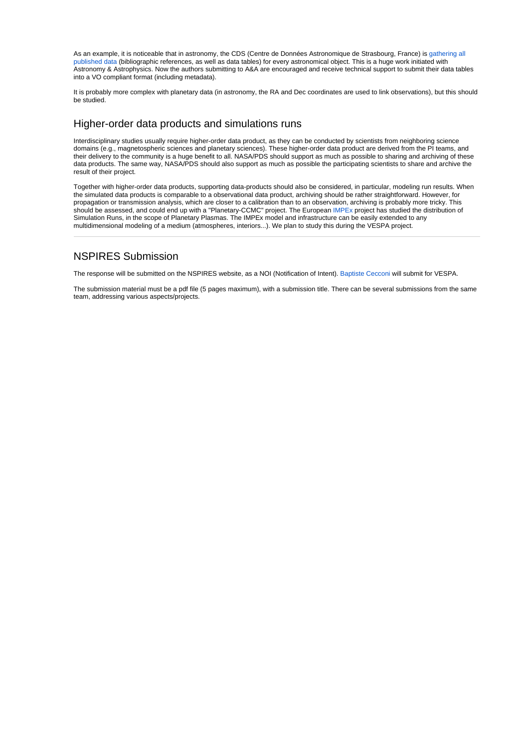As an example, it is noticeable that in astronomy, the CDS (Centre de Données Astronomique de Strasbourg, France) is gathering all published data (bibliographic references, as well as data tables) for every astronomical object. This is a huge work initiated with Astronomy & Astrophysics. Now the authors submitting to A&A are encouraged and receive technical support to submit their data tables into a VO compliant format (including metadata).

It is probably more complex with planetary data (in astronomy, the RA and Dec coordinates are used to link observations), but this should be studied.

## Higher-order data products and simulations runs

Interdisciplinary studies usually require higher-order data product, as they can be conducted by scientists from neighboring science domains (e.g., magnetospheric sciences and planetary sciences). These higher-order data product are derived from the PI teams, and their delivery to the community is a huge benefit to all. NASA/PDS should support as much as possible to sharing and archiving of these data products. The same way, NASA/PDS should also support as much as possible the participating scientists to share and archive the result of their project.

Together with higher-order data products, supporting data-products should also be considered, in particular, modeling run results. When the simulated data products is comparable to a observational data product, archiving should be rather straightforward. However, for propagation or transmission analysis, which are closer to a calibration than to an observation, archiving is probably more tricky. This should be assessed, and could end up with a "Planetary-CCMC" project. The European IMPEx project has studied the distribution of Simulation Runs, in the scope of Planetary Plasmas. The IMPEx model and infrastructure can be easily extended to any multidimensional modeling of a medium (atmospheres, interiors...). We plan to study this during the VESPA project.

---

## NSPIRES Submission

The response will be submitted on the NSPIRES website, as a NOI (Notification of Intent). Baptiste Cecconi will submit for VESPA.

The submission material must be a pdf file (5 pages maximum), with a submission title. There can be several submissions from the same team, addressing various aspects/projects.